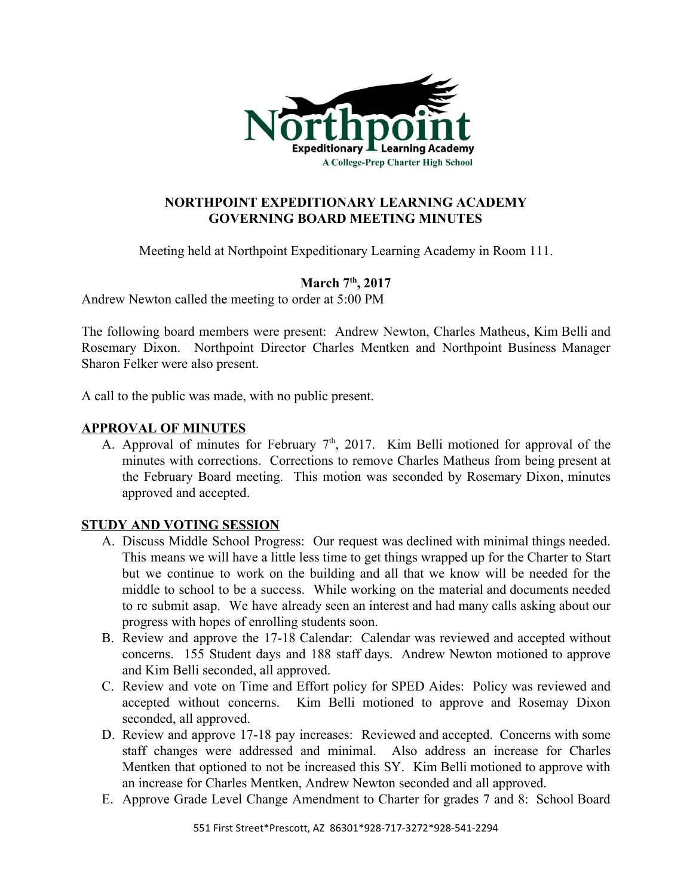# NORTHPOINT EXPEDITIONARY LEARNING ACADEMY
## GOVERNING BOARD MEETING MINUTES

Meeting held at Northpoint Expeditionary Learning Academy in Room 111.

**March 7th, 2017**

Andrew Newton called the meeting to order at 5:00 PM

The following board members were present: Andrew Newton, Charles Matheus, Kim Belli and Rosemary Dixon. Northpoint Director Charles Mentken and Northpoint Business Manager Sharon Felker were also present.

A call to the public was made, with no public present.

### APPROVAL OF MINUTES

A. Approval of minutes for February 7th, 2017. Kim Belli motioned for approval of the minutes with corrections. Corrections to remove Charles Matheus from being present at the February Board meeting. This motion was seconded by Rosemary Dixon, minutes approved and accepted.

### STUDY AND VOTING SESSION

A. Discuss Middle School Progress: Our request was declined with minimal things needed. This means we will have a little less time to get things wrapped up for the Charter to Start but we continue to work on the building and all that we know will be needed for the middle to school to be a success. While working on the material and documents needed to re submit asap. We have already seen an interest and had many calls asking about our progress with hopes of enrolling students soon.
B. Review and approve the 17-18 Calendar: Calendar was reviewed and accepted without concerns. 155 Student days and 188 staff days. Andrew Newton motioned to approve and Kim Belli seconded, all approved.
C. Review and vote on Time and Effort policy for SPED Aides: Policy was reviewed and accepted without concerns. Kim Belli motioned to approve and Rosemay Dixon seconded, all approved.
D. Review and approve 17-18 pay increases: Reviewed and accepted. Concerns with some staff changes were addressed and minimal. Also address an increase for Charles Mentken that optioned to not be increased this SY. Kim Belli motioned to approve with an increase for Charles Mentken, Andrew Newton seconded and all approved.
E. Approve Grade Level Change Amendment to Charter for grades 7 and 8: School Board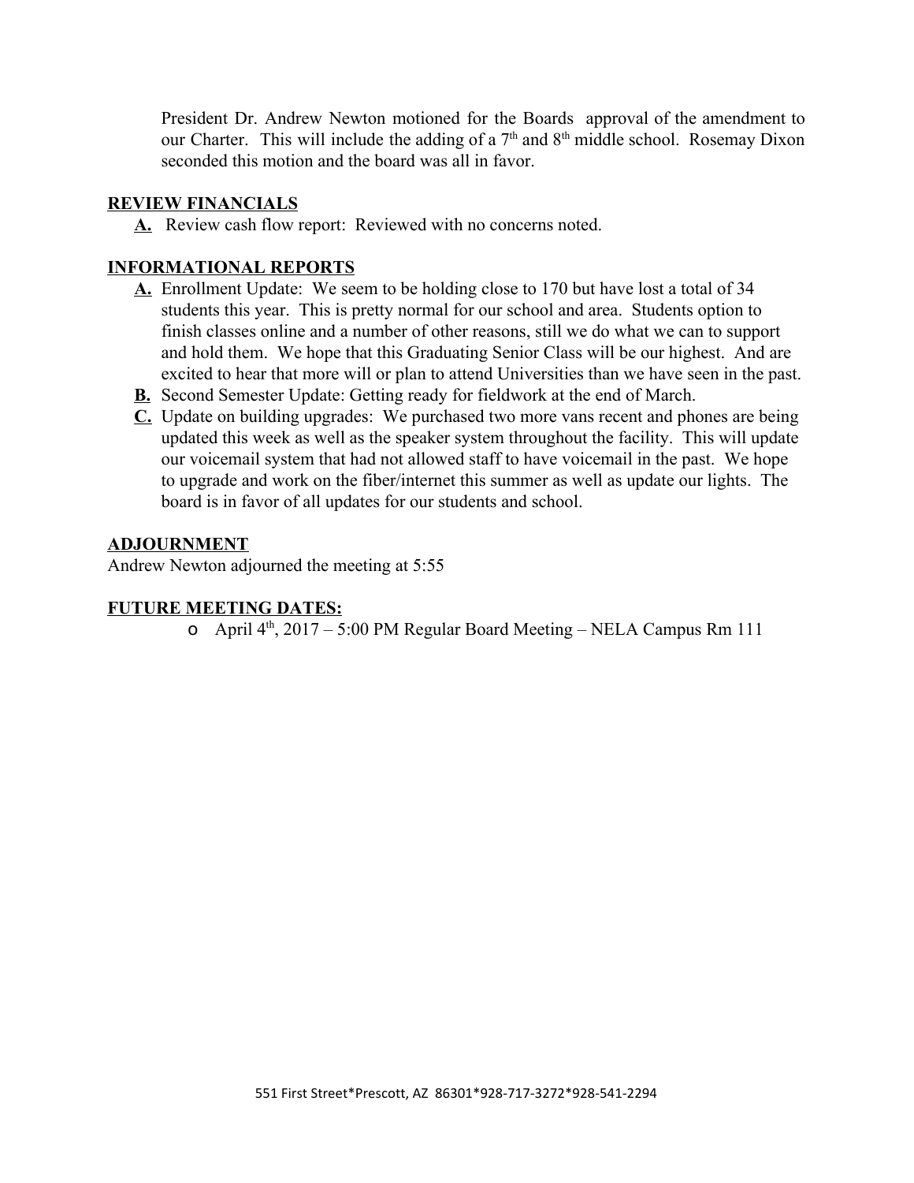President Dr. Andrew Newton motioned for the Boards approval of the amendment to our Charter. This will include the adding of a 7th and 8th middle school. Rosemay Dixon seconded this motion and the board was all in favor.

## REVIEW FINANCIALS

**A.** Review cash flow report: Reviewed with no concerns noted.

## INFORMATIONAL REPORTS

**A.** Enrollment Update: We seem to be holding close to 170 but have lost a total of 34 students this year. This is pretty normal for our school and area. Students option to finish classes online and a number of other reasons, still we do what we can to support and hold them. We hope that this Graduating Senior Class will be our highest. And are excited to hear that more will or plan to attend Universities than we have seen in the past.

**B.** Second Semester Update: Getting ready for fieldwork at the end of March.

**C.** Update on building upgrades: We purchased two more vans recent and phones are being updated this week as well as the speaker system throughout the facility. This will update our voicemail system that had not allowed staff to have voicemail in the past. We hope to upgrade and work on the fiber/internet this summer as well as update our lights. The board is in favor of all updates for our students and school.

## ADJOURNMENT

Andrew Newton adjourned the meeting at 5:55

## FUTURE MEETING DATES:

- April 4th, 2017 – 5:00 PM Regular Board Meeting – NELA Campus Rm 111

551 First Street*Prescott, AZ 86301*928-717-3272*928-541-2294